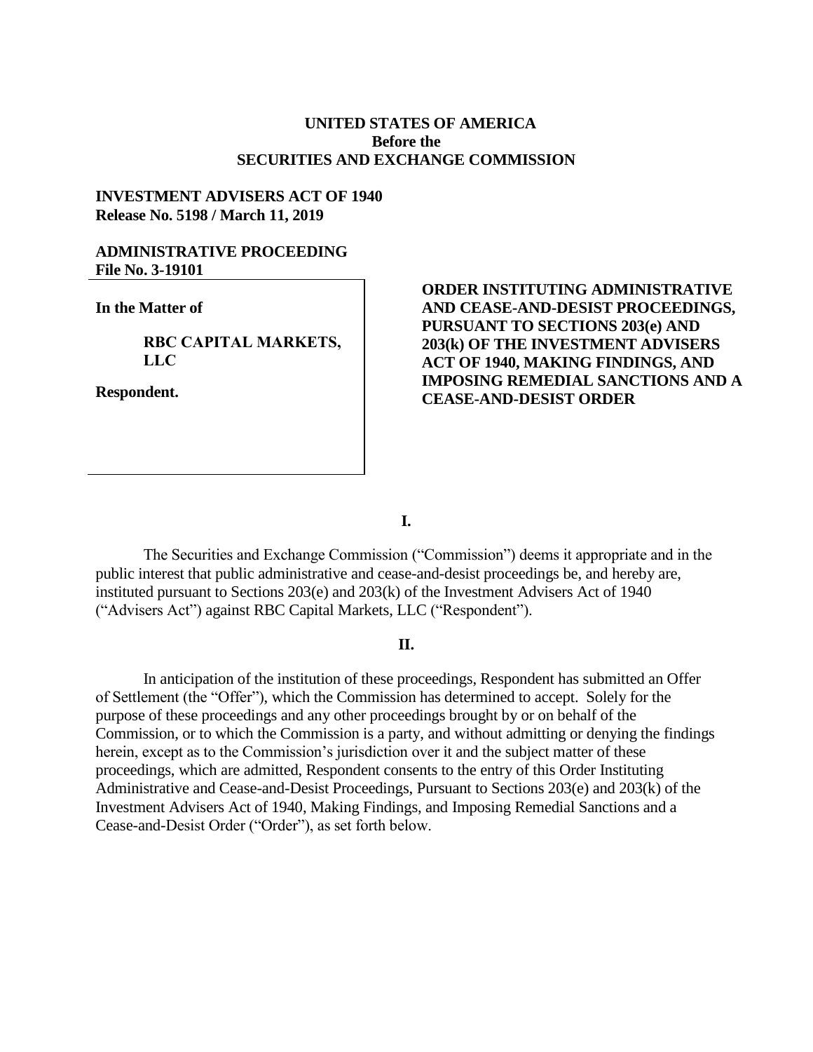**UNITED STATES OF AMERICA**
**Before the**
**SECURITIES AND EXCHANGE COMMISSION**

**INVESTMENT ADVISERS ACT OF 1940**
**Release No. 5198 / March 11, 2019**

**ADMINISTRATIVE PROCEEDING**
**File No. 3-19101**

**In the Matter of**

**RBC CAPITAL MARKETS, LLC**

**Respondent.**

**ORDER INSTITUTING ADMINISTRATIVE AND CEASE-AND-DESIST PROCEEDINGS, PURSUANT TO SECTIONS 203(e) AND 203(k) OF THE INVESTMENT ADVISERS ACT OF 1940, MAKING FINDINGS, AND IMPOSING REMEDIAL SANCTIONS AND A CEASE-AND-DESIST ORDER**

**I.**

The Securities and Exchange Commission ("Commission") deems it appropriate and in the public interest that public administrative and cease-and-desist proceedings be, and hereby are, instituted pursuant to Sections 203(e) and 203(k) of the Investment Advisers Act of 1940 ("Advisers Act") against RBC Capital Markets, LLC ("Respondent").

**II.**

In anticipation of the institution of these proceedings, Respondent has submitted an Offer of Settlement (the "Offer"), which the Commission has determined to accept. Solely for the purpose of these proceedings and any other proceedings brought by or on behalf of the Commission, or to which the Commission is a party, and without admitting or denying the findings herein, except as to the Commission's jurisdiction over it and the subject matter of these proceedings, which are admitted, Respondent consents to the entry of this Order Instituting Administrative and Cease-and-Desist Proceedings, Pursuant to Sections 203(e) and 203(k) of the Investment Advisers Act of 1940, Making Findings, and Imposing Remedial Sanctions and a Cease-and-Desist Order ("Order"), as set forth below.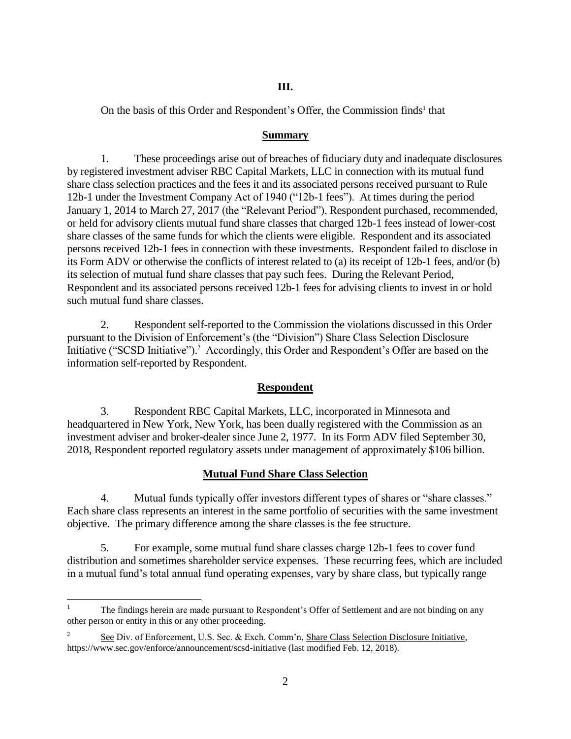**III.**

On the basis of this Order and Respondent's Offer, the Commission finds[1] that

**Summary**

1. These proceedings arise out of breaches of fiduciary duty and inadequate disclosures by registered investment adviser RBC Capital Markets, LLC in connection with its mutual fund share class selection practices and the fees it and its associated persons received pursuant to Rule 12b-1 under the Investment Company Act of 1940 ("12b-1 fees"). At times during the period January 1, 2014 to March 27, 2017 (the "Relevant Period"), Respondent purchased, recommended, or held for advisory clients mutual fund share classes that charged 12b-1 fees instead of lower-cost share classes of the same funds for which the clients were eligible. Respondent and its associated persons received 12b-1 fees in connection with these investments. Respondent failed to disclose in its Form ADV or otherwise the conflicts of interest related to (a) its receipt of 12b-1 fees, and/or (b) its selection of mutual fund share classes that pay such fees. During the Relevant Period, Respondent and its associated persons received 12b-1 fees for advising clients to invest in or hold such mutual fund share classes.

2. Respondent self-reported to the Commission the violations discussed in this Order pursuant to the Division of Enforcement's (the "Division") Share Class Selection Disclosure Initiative ("SCSD Initiative").[2] Accordingly, this Order and Respondent's Offer are based on the information self-reported by Respondent.

**Respondent**

3. Respondent RBC Capital Markets, LLC, incorporated in Minnesota and headquartered in New York, New York, has been dually registered with the Commission as an investment adviser and broker-dealer since June 2, 1977. In its Form ADV filed September 30, 2018, Respondent reported regulatory assets under management of approximately $106 billion.

**Mutual Fund Share Class Selection**

4. Mutual funds typically offer investors different types of shares or "share classes." Each share class represents an interest in the same portfolio of securities with the same investment objective. The primary difference among the share classes is the fee structure.

5. For example, some mutual fund share classes charge 12b-1 fees to cover fund distribution and sometimes shareholder service expenses. These recurring fees, which are included in a mutual fund's total annual fund operating expenses, vary by share class, but typically range

---

[1] The findings herein are made pursuant to Respondent's Offer of Settlement and are not binding on any other person or entity in this or any other proceeding.

[2] See Div. of Enforcement, U.S. Sec. & Exch. Comm'n, Share Class Selection Disclosure Initiative, https://www.sec.gov/enforce/announcement/scsd-initiative (last modified Feb. 12, 2018).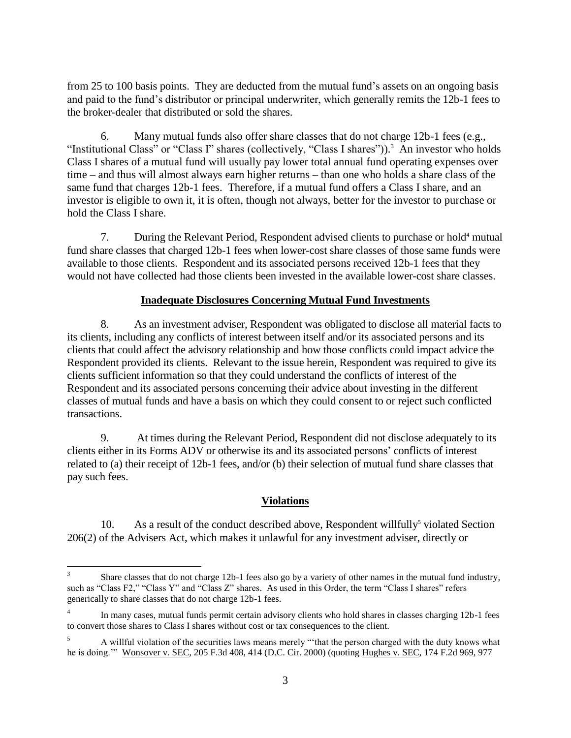from 25 to 100 basis points. They are deducted from the mutual fund's assets on an ongoing basis and paid to the fund's distributor or principal underwriter, which generally remits the 12b-1 fees to the broker-dealer that distributed or sold the shares.

6. Many mutual funds also offer share classes that do not charge 12b-1 fees (e.g., "Institutional Class" or "Class I" shares (collectively, "Class I shares")).[3] An investor who holds Class I shares of a mutual fund will usually pay lower total annual fund operating expenses over time – and thus will almost always earn higher returns – than one who holds a share class of the same fund that charges 12b-1 fees. Therefore, if a mutual fund offers a Class I share, and an investor is eligible to own it, it is often, though not always, better for the investor to purchase or hold the Class I share.

7. During the Relevant Period, Respondent advised clients to purchase or hold[4] mutual fund share classes that charged 12b-1 fees when lower-cost share classes of those same funds were available to those clients. Respondent and its associated persons received 12b-1 fees that they would not have collected had those clients been invested in the available lower-cost share classes.

## Inadequate Disclosures Concerning Mutual Fund Investments

8. As an investment adviser, Respondent was obligated to disclose all material facts to its clients, including any conflicts of interest between itself and/or its associated persons and its clients that could affect the advisory relationship and how those conflicts could impact advice the Respondent provided its clients. Relevant to the issue herein, Respondent was required to give its clients sufficient information so that they could understand the conflicts of interest of the Respondent and its associated persons concerning their advice about investing in the different classes of mutual funds and have a basis on which they could consent to or reject such conflicted transactions.

9. At times during the Relevant Period, Respondent did not disclose adequately to its clients either in its Forms ADV or otherwise its and its associated persons' conflicts of interest related to (a) their receipt of 12b-1 fees, and/or (b) their selection of mutual fund share classes that pay such fees.

## Violations

10. As a result of the conduct described above, Respondent willfully[5] violated Section 206(2) of the Advisers Act, which makes it unlawful for any investment adviser, directly or

---

[3] Share classes that do not charge 12b-1 fees also go by a variety of other names in the mutual fund industry, such as "Class F2," "Class Y" and "Class Z" shares. As used in this Order, the term "Class I shares" refers generically to share classes that do not charge 12b-1 fees.

[4] In many cases, mutual funds permit certain advisory clients who hold shares in classes charging 12b-1 fees to convert those shares to Class I shares without cost or tax consequences to the client.

[5] A willful violation of the securities laws means merely "'that the person charged with the duty knows what he is doing.'" Wonsover v. SEC, 205 F.3d 408, 414 (D.C. Cir. 2000) (quoting Hughes v. SEC, 174 F.2d 969, 977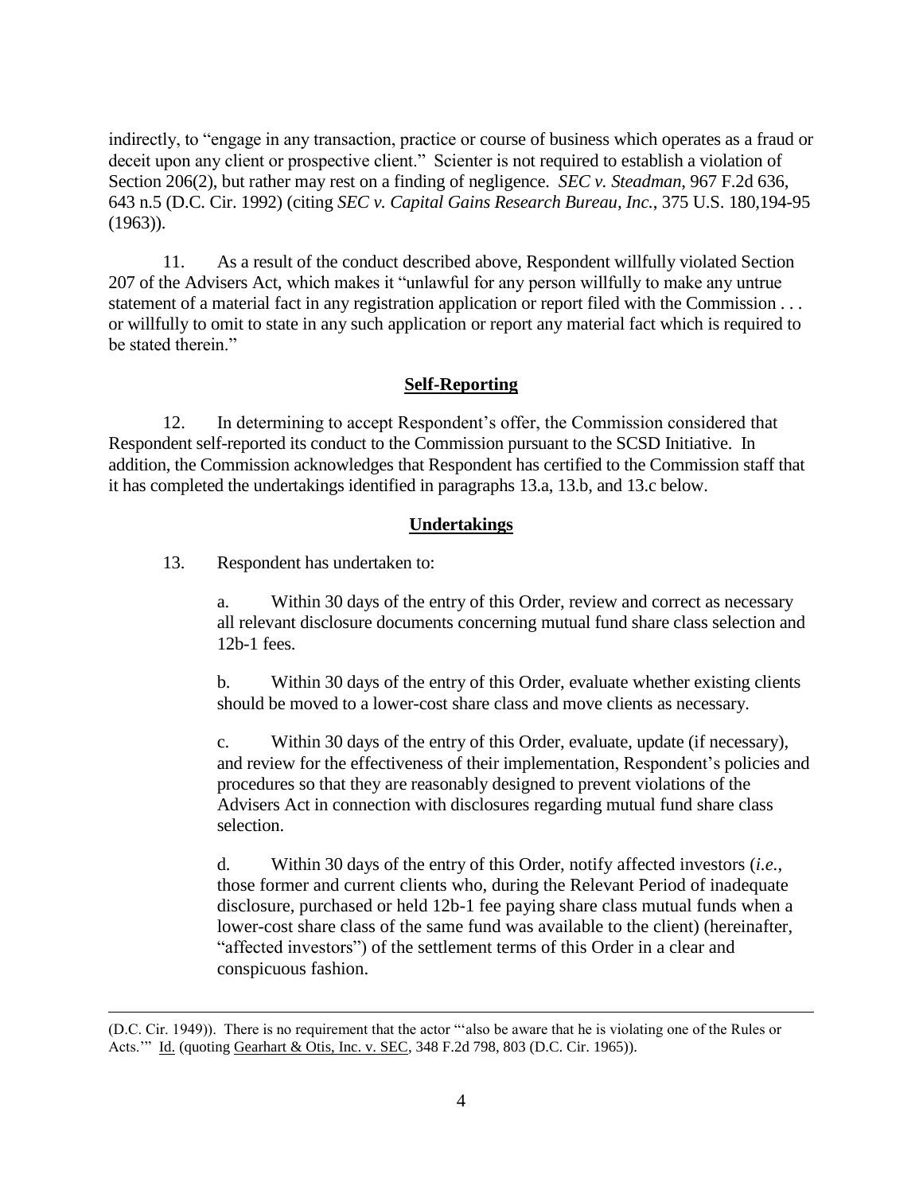indirectly, to "engage in any transaction, practice or course of business which operates as a fraud or deceit upon any client or prospective client." Scienter is not required to establish a violation of Section 206(2), but rather may rest on a finding of negligence. *SEC v. Steadman*, 967 F.2d 636, 643 n.5 (D.C. Cir. 1992) (citing *SEC v. Capital Gains Research Bureau, Inc.*, 375 U.S. 180,194-95 (1963)).

11. As a result of the conduct described above, Respondent willfully violated Section 207 of the Advisers Act, which makes it "unlawful for any person willfully to make any untrue statement of a material fact in any registration application or report filed with the Commission . . . or willfully to omit to state in any such application or report any material fact which is required to be stated therein."

## Self-Reporting

12. In determining to accept Respondent's offer, the Commission considered that Respondent self-reported its conduct to the Commission pursuant to the SCSD Initiative. In addition, the Commission acknowledges that Respondent has certified to the Commission staff that it has completed the undertakings identified in paragraphs 13.a, 13.b, and 13.c below.

## Undertakings

13. Respondent has undertaken to:

a. Within 30 days of the entry of this Order, review and correct as necessary all relevant disclosure documents concerning mutual fund share class selection and 12b-1 fees.

b. Within 30 days of the entry of this Order, evaluate whether existing clients should be moved to a lower-cost share class and move clients as necessary.

c. Within 30 days of the entry of this Order, evaluate, update (if necessary), and review for the effectiveness of their implementation, Respondent's policies and procedures so that they are reasonably designed to prevent violations of the Advisers Act in connection with disclosures regarding mutual fund share class selection.

d. Within 30 days of the entry of this Order, notify affected investors (*i.e.*, those former and current clients who, during the Relevant Period of inadequate disclosure, purchased or held 12b-1 fee paying share class mutual funds when a lower-cost share class of the same fund was available to the client) (hereinafter, "affected investors") of the settlement terms of this Order in a clear and conspicuous fashion.

---

(D.C. Cir. 1949)). There is no requirement that the actor "'also be aware that he is violating one of the Rules or Acts.'" Id. (quoting Gearhart & Otis, Inc. v. SEC, 348 F.2d 798, 803 (D.C. Cir. 1965)).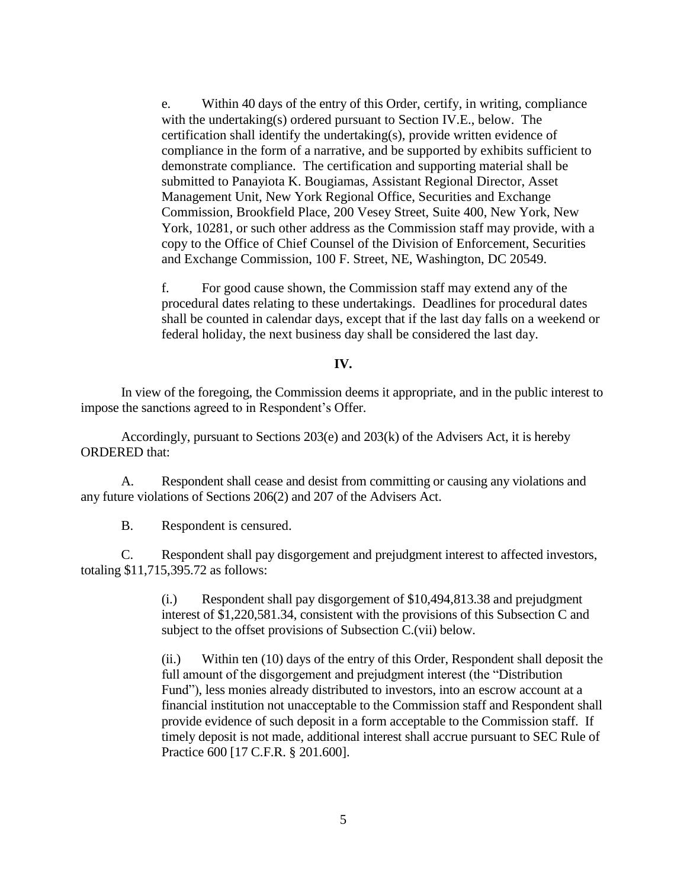e. Within 40 days of the entry of this Order, certify, in writing, compliance with the undertaking(s) ordered pursuant to Section IV.E., below. The certification shall identify the undertaking(s), provide written evidence of compliance in the form of a narrative, and be supported by exhibits sufficient to demonstrate compliance. The certification and supporting material shall be submitted to Panayiota K. Bougiamas, Assistant Regional Director, Asset Management Unit, New York Regional Office, Securities and Exchange Commission, Brookfield Place, 200 Vesey Street, Suite 400, New York, New York, 10281, or such other address as the Commission staff may provide, with a copy to the Office of Chief Counsel of the Division of Enforcement, Securities and Exchange Commission, 100 F. Street, NE, Washington, DC 20549.

f. For good cause shown, the Commission staff may extend any of the procedural dates relating to these undertakings. Deadlines for procedural dates shall be counted in calendar days, except that if the last day falls on a weekend or federal holiday, the next business day shall be considered the last day.

## IV.

In view of the foregoing, the Commission deems it appropriate, and in the public interest to impose the sanctions agreed to in Respondent's Offer.

Accordingly, pursuant to Sections 203(e) and 203(k) of the Advisers Act, it is hereby ORDERED that:

A. Respondent shall cease and desist from committing or causing any violations and any future violations of Sections 206(2) and 207 of the Advisers Act.

B. Respondent is censured.

C. Respondent shall pay disgorgement and prejudgment interest to affected investors, totaling $11,715,395.72 as follows:

(i.) Respondent shall pay disgorgement of $10,494,813.38 and prejudgment interest of $1,220,581.34, consistent with the provisions of this Subsection C and subject to the offset provisions of Subsection C.(vii) below.

(ii.) Within ten (10) days of the entry of this Order, Respondent shall deposit the full amount of the disgorgement and prejudgment interest (the "Distribution Fund"), less monies already distributed to investors, into an escrow account at a financial institution not unacceptable to the Commission staff and Respondent shall provide evidence of such deposit in a form acceptable to the Commission staff. If timely deposit is not made, additional interest shall accrue pursuant to SEC Rule of Practice 600 [17 C.F.R. § 201.600].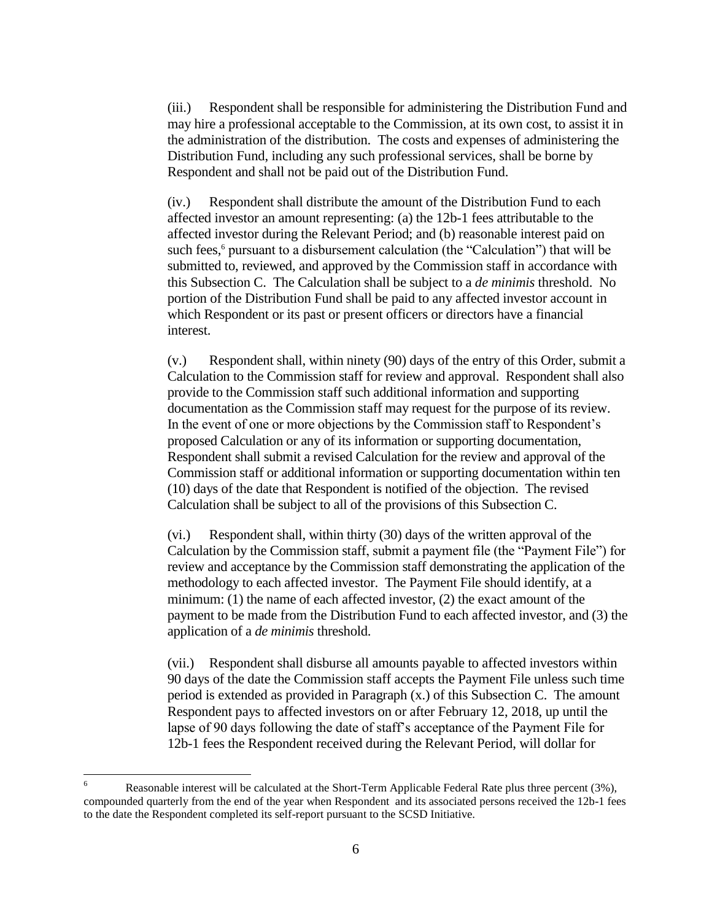(iii.) Respondent shall be responsible for administering the Distribution Fund and may hire a professional acceptable to the Commission, at its own cost, to assist it in the administration of the distribution. The costs and expenses of administering the Distribution Fund, including any such professional services, shall be borne by Respondent and shall not be paid out of the Distribution Fund.

(iv.) Respondent shall distribute the amount of the Distribution Fund to each affected investor an amount representing: (a) the 12b-1 fees attributable to the affected investor during the Relevant Period; and (b) reasonable interest paid on such fees,[6] pursuant to a disbursement calculation (the "Calculation") that will be submitted to, reviewed, and approved by the Commission staff in accordance with this Subsection C. The Calculation shall be subject to a *de minimis* threshold. No portion of the Distribution Fund shall be paid to any affected investor account in which Respondent or its past or present officers or directors have a financial interest.

(v.) Respondent shall, within ninety (90) days of the entry of this Order, submit a Calculation to the Commission staff for review and approval. Respondent shall also provide to the Commission staff such additional information and supporting documentation as the Commission staff may request for the purpose of its review. In the event of one or more objections by the Commission staff to Respondent's proposed Calculation or any of its information or supporting documentation, Respondent shall submit a revised Calculation for the review and approval of the Commission staff or additional information or supporting documentation within ten (10) days of the date that Respondent is notified of the objection. The revised Calculation shall be subject to all of the provisions of this Subsection C.

(vi.) Respondent shall, within thirty (30) days of the written approval of the Calculation by the Commission staff, submit a payment file (the "Payment File") for review and acceptance by the Commission staff demonstrating the application of the methodology to each affected investor. The Payment File should identify, at a minimum: (1) the name of each affected investor, (2) the exact amount of the payment to be made from the Distribution Fund to each affected investor, and (3) the application of a *de minimis* threshold.

(vii.) Respondent shall disburse all amounts payable to affected investors within 90 days of the date the Commission staff accepts the Payment File unless such time period is extended as provided in Paragraph (x.) of this Subsection C. The amount Respondent pays to affected investors on or after February 12, 2018, up until the lapse of 90 days following the date of staff's acceptance of the Payment File for 12b-1 fees the Respondent received during the Relevant Period, will dollar for

---

[6] Reasonable interest will be calculated at the Short-Term Applicable Federal Rate plus three percent (3%), compounded quarterly from the end of the year when Respondent and its associated persons received the 12b-1 fees to the date the Respondent completed its self-report pursuant to the SCSD Initiative.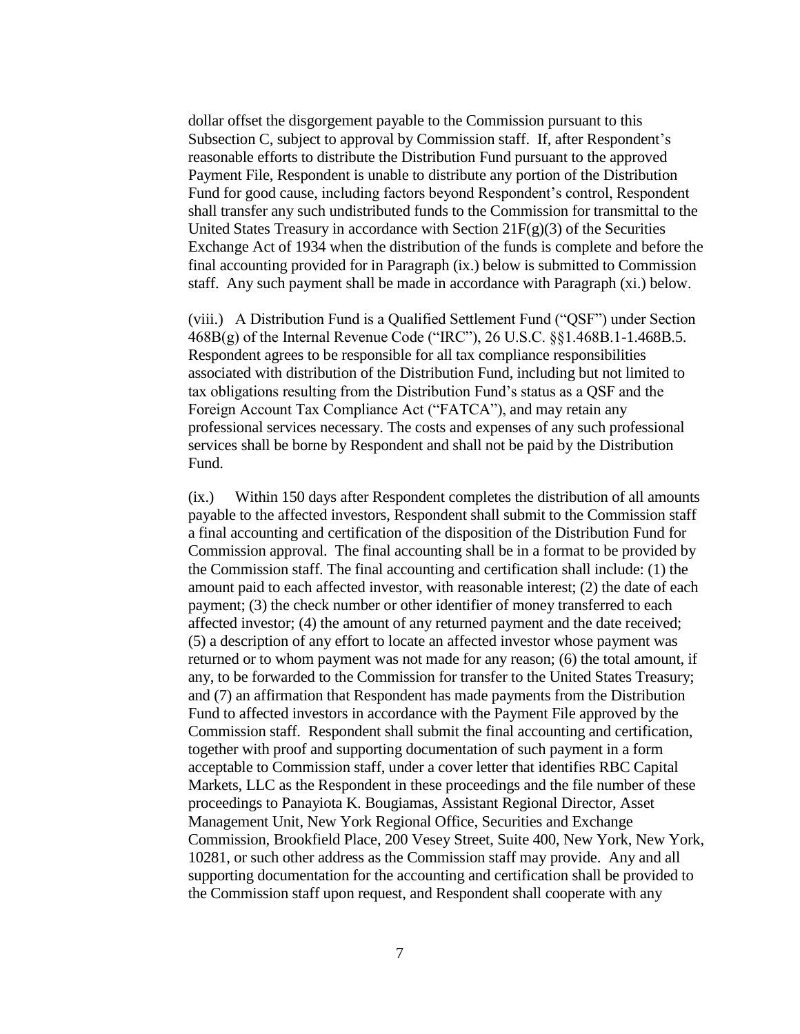dollar offset the disgorgement payable to the Commission pursuant to this Subsection C, subject to approval by Commission staff. If, after Respondent's reasonable efforts to distribute the Distribution Fund pursuant to the approved Payment File, Respondent is unable to distribute any portion of the Distribution Fund for good cause, including factors beyond Respondent's control, Respondent shall transfer any such undistributed funds to the Commission for transmittal to the United States Treasury in accordance with Section 21F(g)(3) of the Securities Exchange Act of 1934 when the distribution of the funds is complete and before the final accounting provided for in Paragraph (ix.) below is submitted to Commission staff. Any such payment shall be made in accordance with Paragraph (xi.) below.

(viii.) A Distribution Fund is a Qualified Settlement Fund ("QSF") under Section 468B(g) of the Internal Revenue Code ("IRC"), 26 U.S.C. §§1.468B.1-1.468B.5. Respondent agrees to be responsible for all tax compliance responsibilities associated with distribution of the Distribution Fund, including but not limited to tax obligations resulting from the Distribution Fund's status as a QSF and the Foreign Account Tax Compliance Act ("FATCA"), and may retain any professional services necessary. The costs and expenses of any such professional services shall be borne by Respondent and shall not be paid by the Distribution Fund.

(ix.) Within 150 days after Respondent completes the distribution of all amounts payable to the affected investors, Respondent shall submit to the Commission staff a final accounting and certification of the disposition of the Distribution Fund for Commission approval. The final accounting shall be in a format to be provided by the Commission staff. The final accounting and certification shall include: (1) the amount paid to each affected investor, with reasonable interest; (2) the date of each payment; (3) the check number or other identifier of money transferred to each affected investor; (4) the amount of any returned payment and the date received; (5) a description of any effort to locate an affected investor whose payment was returned or to whom payment was not made for any reason; (6) the total amount, if any, to be forwarded to the Commission for transfer to the United States Treasury; and (7) an affirmation that Respondent has made payments from the Distribution Fund to affected investors in accordance with the Payment File approved by the Commission staff. Respondent shall submit the final accounting and certification, together with proof and supporting documentation of such payment in a form acceptable to Commission staff, under a cover letter that identifies RBC Capital Markets, LLC as the Respondent in these proceedings and the file number of these proceedings to Panayiota K. Bougiamas, Assistant Regional Director, Asset Management Unit, New York Regional Office, Securities and Exchange Commission, Brookfield Place, 200 Vesey Street, Suite 400, New York, New York, 10281, or such other address as the Commission staff may provide. Any and all supporting documentation for the accounting and certification shall be provided to the Commission staff upon request, and Respondent shall cooperate with any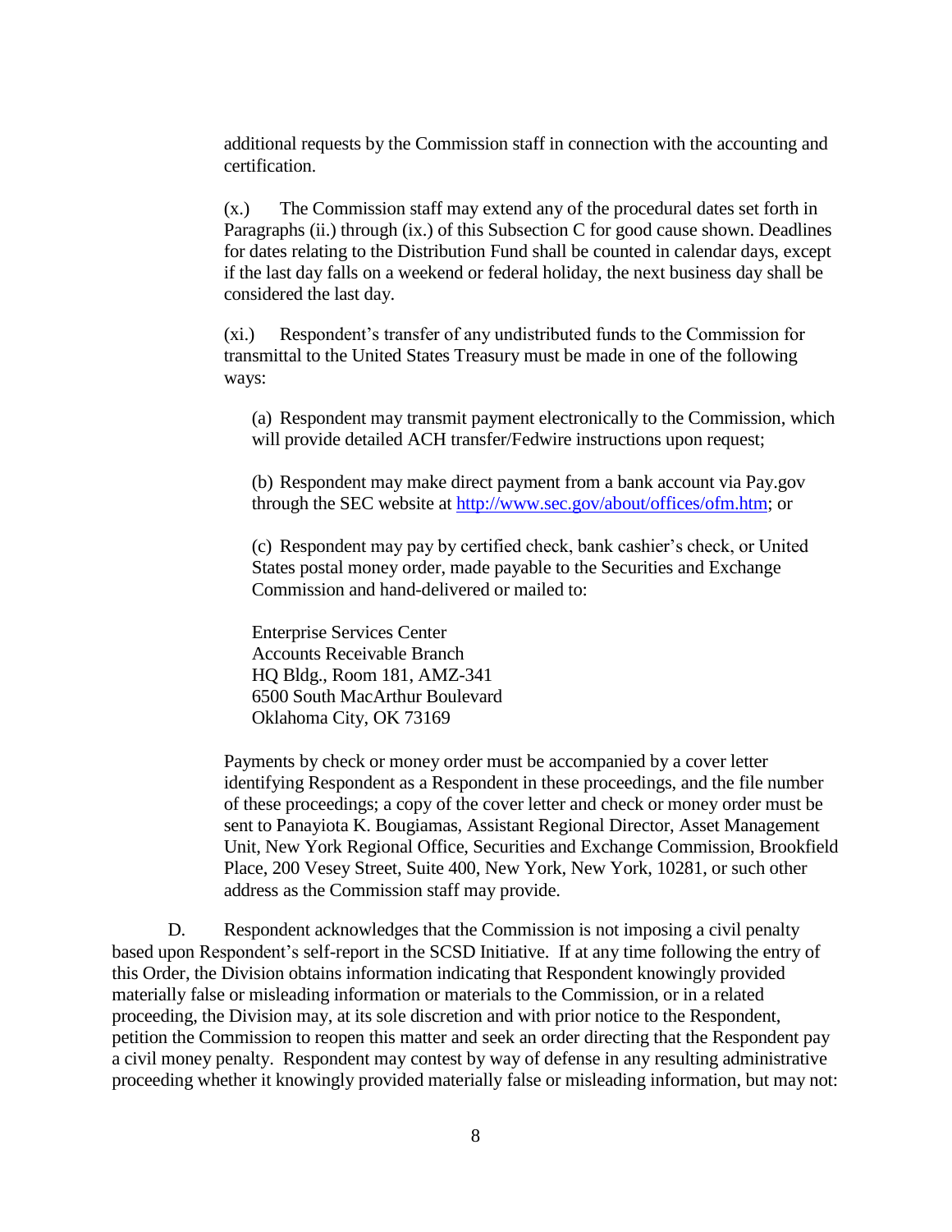additional requests by the Commission staff in connection with the accounting and certification.

(x.) The Commission staff may extend any of the procedural dates set forth in Paragraphs (ii.) through (ix.) of this Subsection C for good cause shown. Deadlines for dates relating to the Distribution Fund shall be counted in calendar days, except if the last day falls on a weekend or federal holiday, the next business day shall be considered the last day.

(xi.) Respondent's transfer of any undistributed funds to the Commission for transmittal to the United States Treasury must be made in one of the following ways:

(a) Respondent may transmit payment electronically to the Commission, which will provide detailed ACH transfer/Fedwire instructions upon request;

(b) Respondent may make direct payment from a bank account via Pay.gov through the SEC website at http://www.sec.gov/about/offices/ofm.htm; or

(c) Respondent may pay by certified check, bank cashier's check, or United States postal money order, made payable to the Securities and Exchange Commission and hand-delivered or mailed to:

Enterprise Services Center
Accounts Receivable Branch
HQ Bldg., Room 181, AMZ-341
6500 South MacArthur Boulevard
Oklahoma City, OK 73169

Payments by check or money order must be accompanied by a cover letter identifying Respondent as a Respondent in these proceedings, and the file number of these proceedings; a copy of the cover letter and check or money order must be sent to Panayiota K. Bougiamas, Assistant Regional Director, Asset Management Unit, New York Regional Office, Securities and Exchange Commission, Brookfield Place, 200 Vesey Street, Suite 400, New York, New York, 10281, or such other address as the Commission staff may provide.

D. Respondent acknowledges that the Commission is not imposing a civil penalty based upon Respondent's self-report in the SCSD Initiative. If at any time following the entry of this Order, the Division obtains information indicating that Respondent knowingly provided materially false or misleading information or materials to the Commission, or in a related proceeding, the Division may, at its sole discretion and with prior notice to the Respondent, petition the Commission to reopen this matter and seek an order directing that the Respondent pay a civil money penalty. Respondent may contest by way of defense in any resulting administrative proceeding whether it knowingly provided materially false or misleading information, but may not: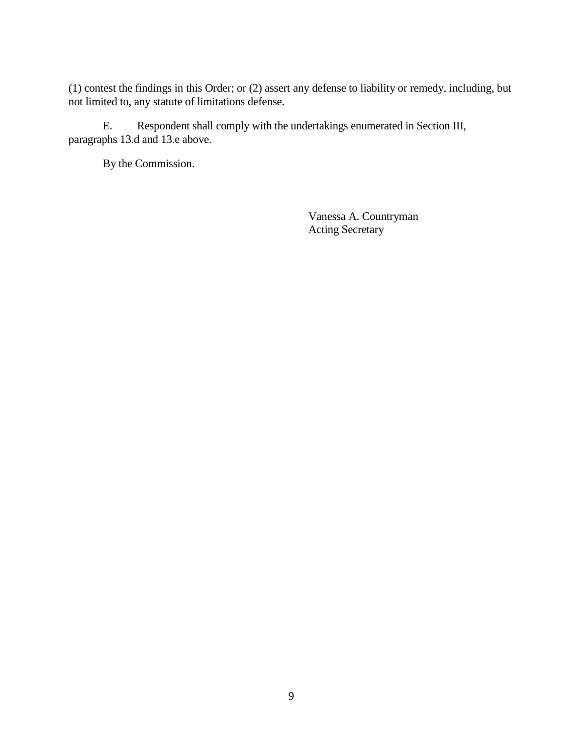(1) contest the findings in this Order; or (2) assert any defense to liability or remedy, including, but not limited to, any statute of limitations defense.

E. Respondent shall comply with the undertakings enumerated in Section III, paragraphs 13.d and 13.e above.

By the Commission.

Vanessa A. Countryman
Acting Secretary